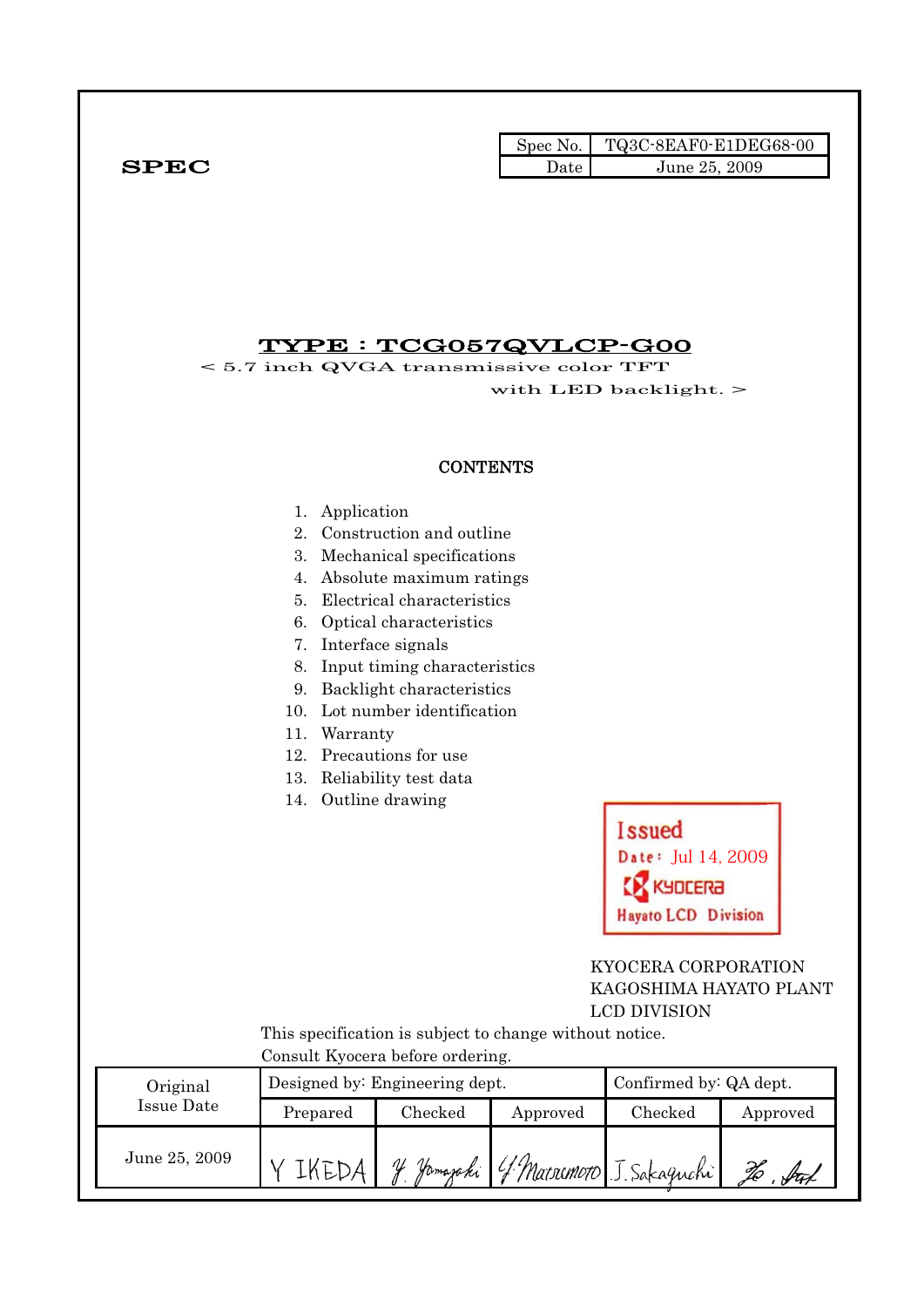| Spec No. | TQ3C-8EAF0-E1DEG68-00 |
| --- | --- |
| Date | June 25, 2009 |

**SPEC**

# TYPE : TCG057QVLCP-G00

< 5.7 inch QVGA transmissive color TFT with LED backlight. >

## CONTENTS

1. Application
2. Construction and outline
3. Mechanical specifications
4. Absolute maximum ratings
5. Electrical characteristics
6. Optical characteristics
7. Interface signals
8. Input timing characteristics
9. Backlight characteristics
10. Lot number identification
11. Warranty
12. Precautions for use
13. Reliability test data
14. Outline drawing

Issued
Date: Jul 14, 2009
KYOCERA
Hayato LCD Division

KYOCERA CORPORATION
KAGOSHIMA HAYATO PLANT
LCD DIVISION

This specification is subject to change without notice.
Consult Kyocera before ordering.

| Original Issue Date | Designed by: Engineering dept. | | | Confirmed by: QA dept. | |
| --- | --- | --- | --- | --- | --- |
| | Prepared | Checked | Approved | Checked | Approved |
| June 25, 2009 | Y IKEDA | Y. Yamazaki | Y. Matsumoto | J. Sakaguchi | Ho. Sat |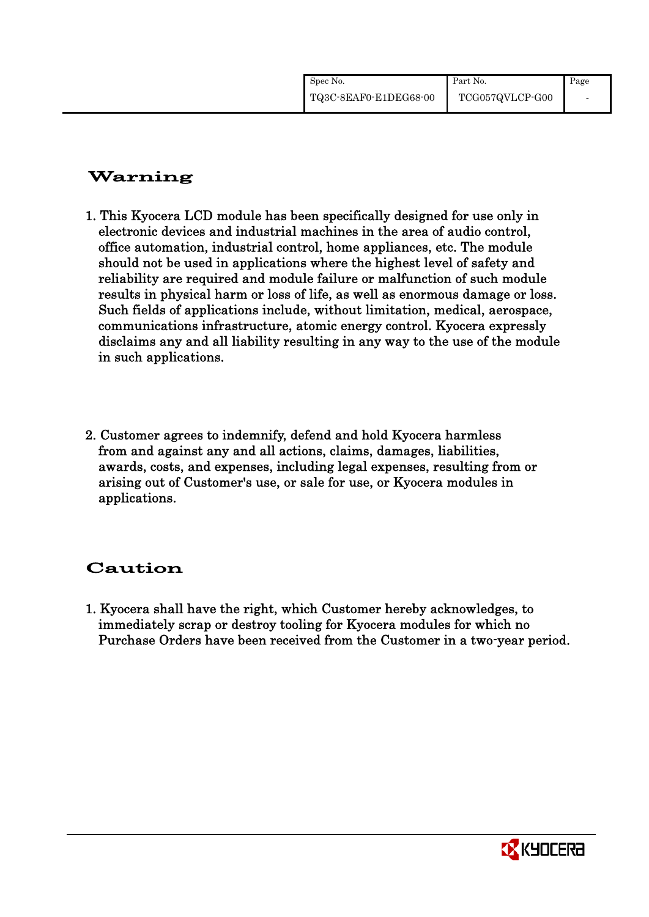# Warning

1. This Kyocera LCD module has been specifically designed for use only in electronic devices and industrial machines in the area of audio control, office automation, industrial control, home appliances, etc. The module should not be used in applications where the highest level of safety and reliability are required and module failure or malfunction of such module results in physical harm or loss of life, as well as enormous damage or loss. Such fields of applications include, without limitation, medical, aerospace, communications infrastructure, atomic energy control. Kyocera expressly disclaims any and all liability resulting in any way to the use of the module in such applications.

2. Customer agrees to indemnify, defend and hold Kyocera harmless from and against any and all actions, claims, damages, liabilities, awards, costs, and expenses, including legal expenses, resulting from or arising out of Customer's use, or sale for use, or Kyocera modules in applications.

# Caution

1. Kyocera shall have the right, which Customer hereby acknowledges, to immediately scrap or destroy tooling for Kyocera modules for which no Purchase Orders have been received from the Customer in a two-year period.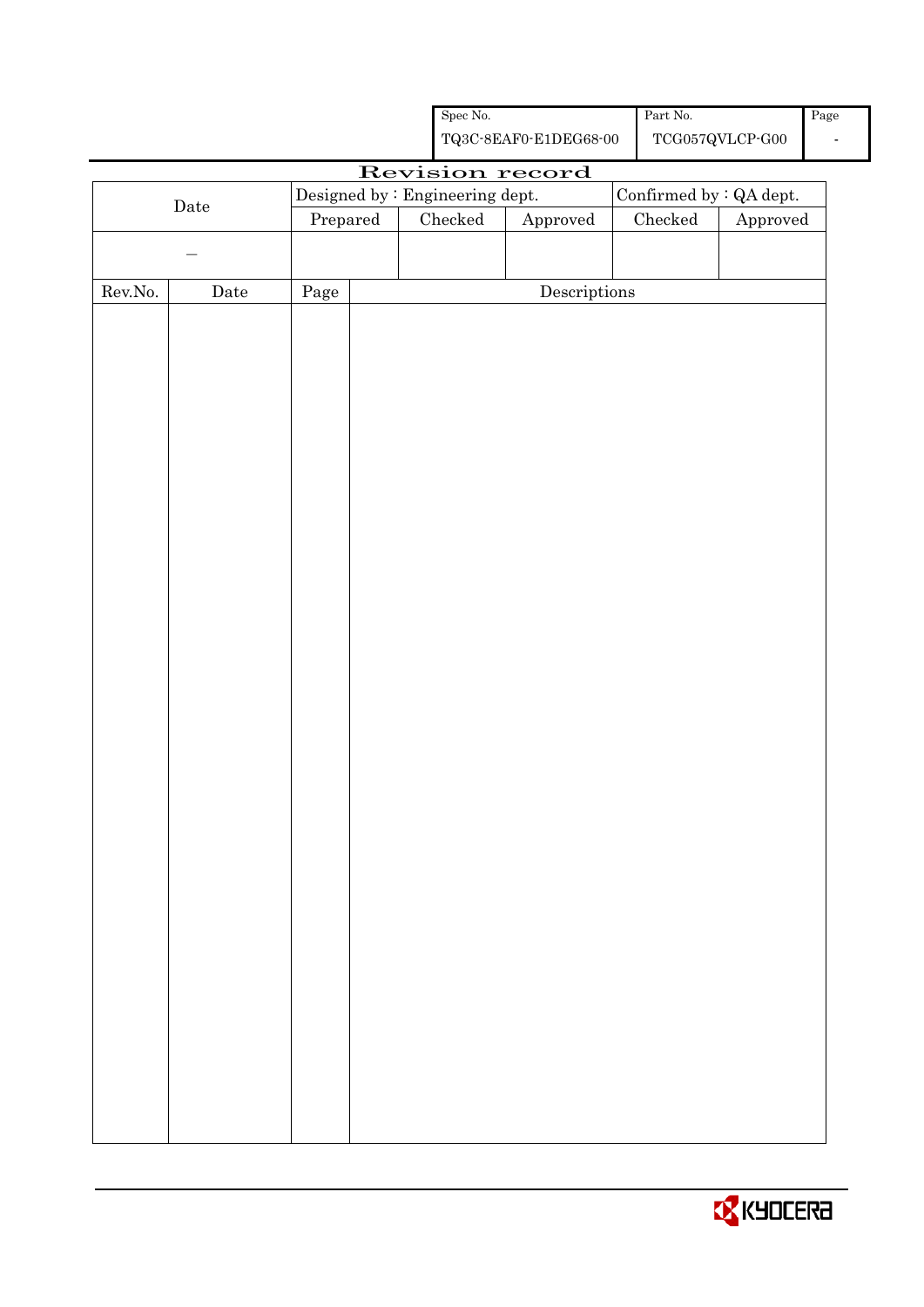| Spec No. | Part No. | Page |
|---|---|---|
| TQ3C-8EAF0-E1DEG68-00 | TCG057QVLCP-G00 | - |

# Revision record

| Date | Designed by : Engineering dept. | | | Confirmed by : QA dept. | |
|---|---|---|---|---|---|
| | Prepared | Checked | Approved | Checked | Approved |
| — | | | | | |

| Rev.No. | Date | Page | Descriptions |
|---|---|---|---|
| | | | |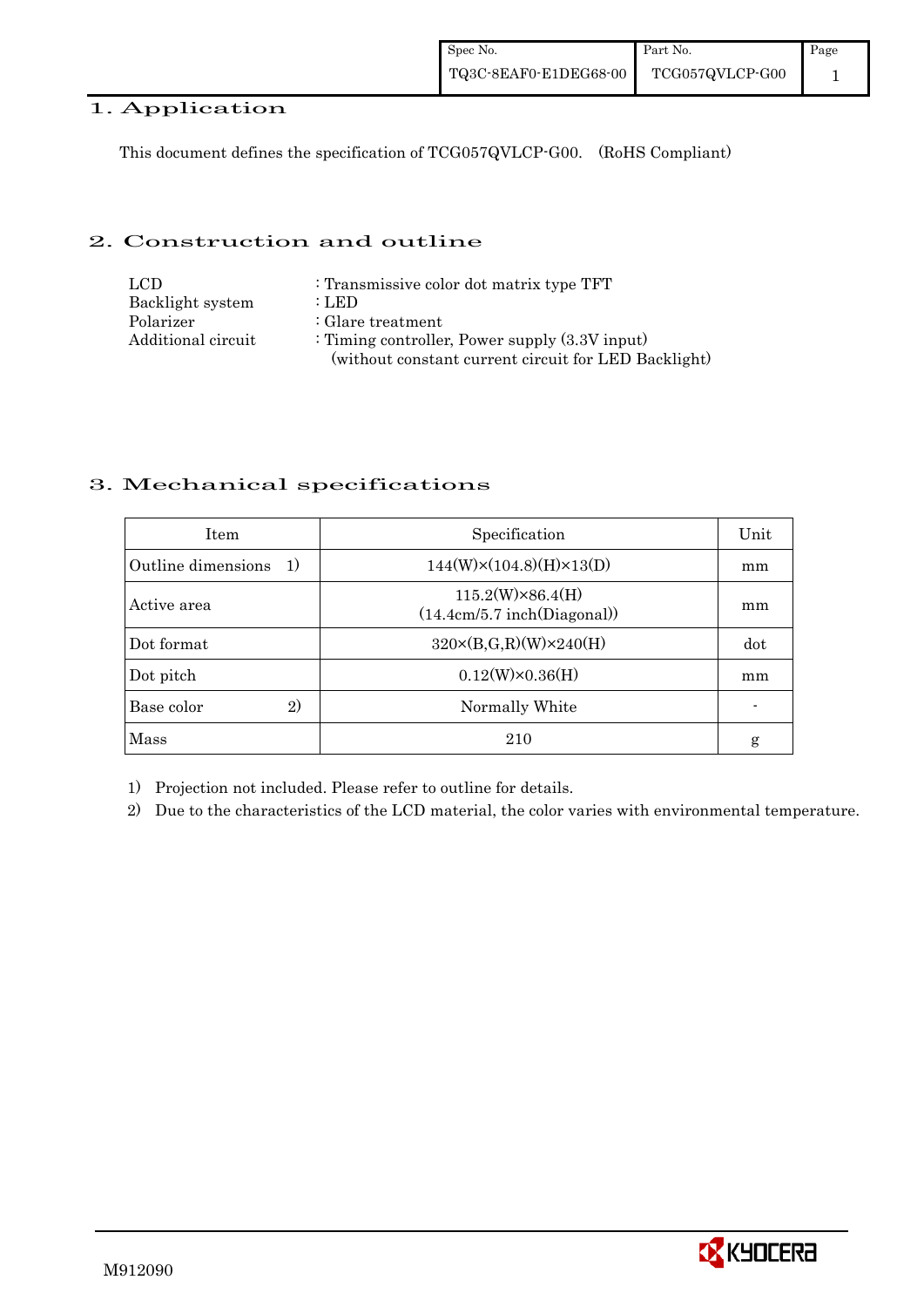## 1. Application

This document defines the specification of TCG057QVLCP-G00. (RoHS Compliant)

## 2. Construction and outline

| | |
|---|---|
| LCD | : Transmissive color dot matrix type TFT |
| Backlight system | : LED |
| Polarizer | : Glare treatment |
| Additional circuit | : Timing controller, Power supply (3.3V input) (without constant current circuit for LED Backlight) |

## 3. Mechanical specifications

| Item | Specification | Unit |
|---|---|---|
| Outline dimensions 1) | 144(W)×(104.8)(H)×13(D) | mm |
| Active area | 115.2(W)×86.4(H) (14.4cm/5.7 inch(Diagonal)) | mm |
| Dot format | 320×(B,G,R)(W)×240(H) | dot |
| Dot pitch | 0.12(W)×0.36(H) | mm |
| Base color 2) | Normally White | - |
| Mass | 210 | g |

1) Projection not included. Please refer to outline for details.

2) Due to the characteristics of the LCD material, the color varies with environmental temperature.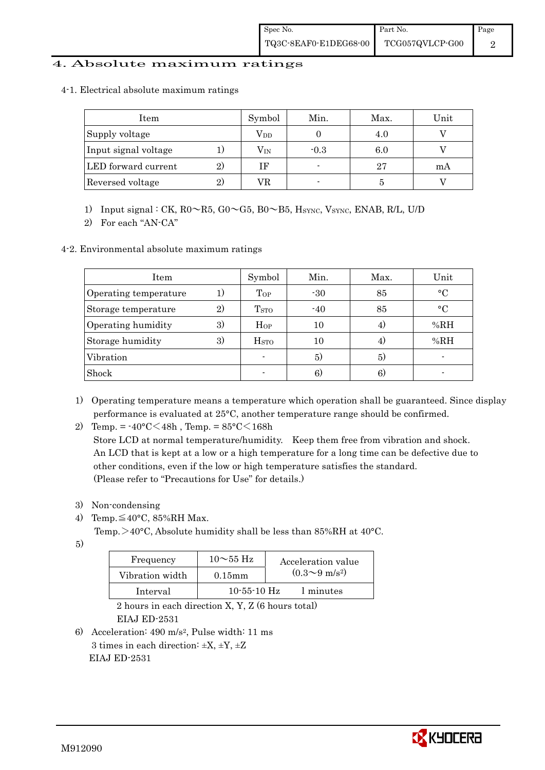# 4. Absolute maximum ratings

## 4-1. Electrical absolute maximum ratings

| Item | | Symbol | Min. | Max. | Unit |
|---|---|---|---|---|---|
| Supply voltage | | $V_{DD}$ | 0 | 4.0 | V |
| Input signal voltage | 1) | $V_{IN}$ | -0.3 | 6.0 | V |
| LED forward current | 2) | IF | - | 27 | mA |
| Reversed voltage | 2) | VR | - | 5 | V |

1) Input signal : CK, R0～R5, G0～G5, B0～B5, $H_{SYNC}$, $V_{SYNC}$, ENAB, R/L, U/D
2) For each "AN-CA"

## 4-2. Environmental absolute maximum ratings

| Item | | Symbol | Min. | Max. | Unit |
|---|---|---|---|---|---|
| Operating temperature | 1) | $T_{OP}$ | -30 | 85 | °C |
| Storage temperature | 2) | $T_{STO}$ | -40 | 85 | °C |
| Operating humidity | 3) | $H_{OP}$ | 10 | 4) | %RH |
| Storage humidity | 3) | $H_{STO}$ | 10 | 4) | %RH |
| Vibration | | - | 5) | 5) | - |
| Shock | | - | 6) | 6) | - |

1) Operating temperature means a temperature which operation shall be guaranteed. Since display performance is evaluated at 25°C, another temperature range should be confirmed.
2) Temp. = -40°C＜48h , Temp. = 85°C＜168h
   Store LCD at normal temperature/humidity. Keep them free from vibration and shock.
   An LCD that is kept at a low or a high temperature for a long time can be defective due to other conditions, even if the low or high temperature satisfies the standard.
   (Please refer to "Precautions for Use" for details.)

3) Non-condensing
4) Temp.≦40°C, 85%RH Max.
   Temp.＞40°C, Absolute humidity shall be less than 85%RH at 40°C.
5)

| Frequency | 10～55 Hz | Acceleration value $(0.3\sim9\ m/s^2)$ |
|---|---|---|
| Vibration width | 0.15mm | |
| Interval | 10-55-10 Hz | 1 minutes |

   2 hours in each direction X, Y, Z (6 hours total)
   EIAJ ED-2531
6) Acceleration: 490 $m/s^2$, Pulse width: 11 ms
   3 times in each direction: ±X, ±Y, ±Z
   EIAJ ED-2531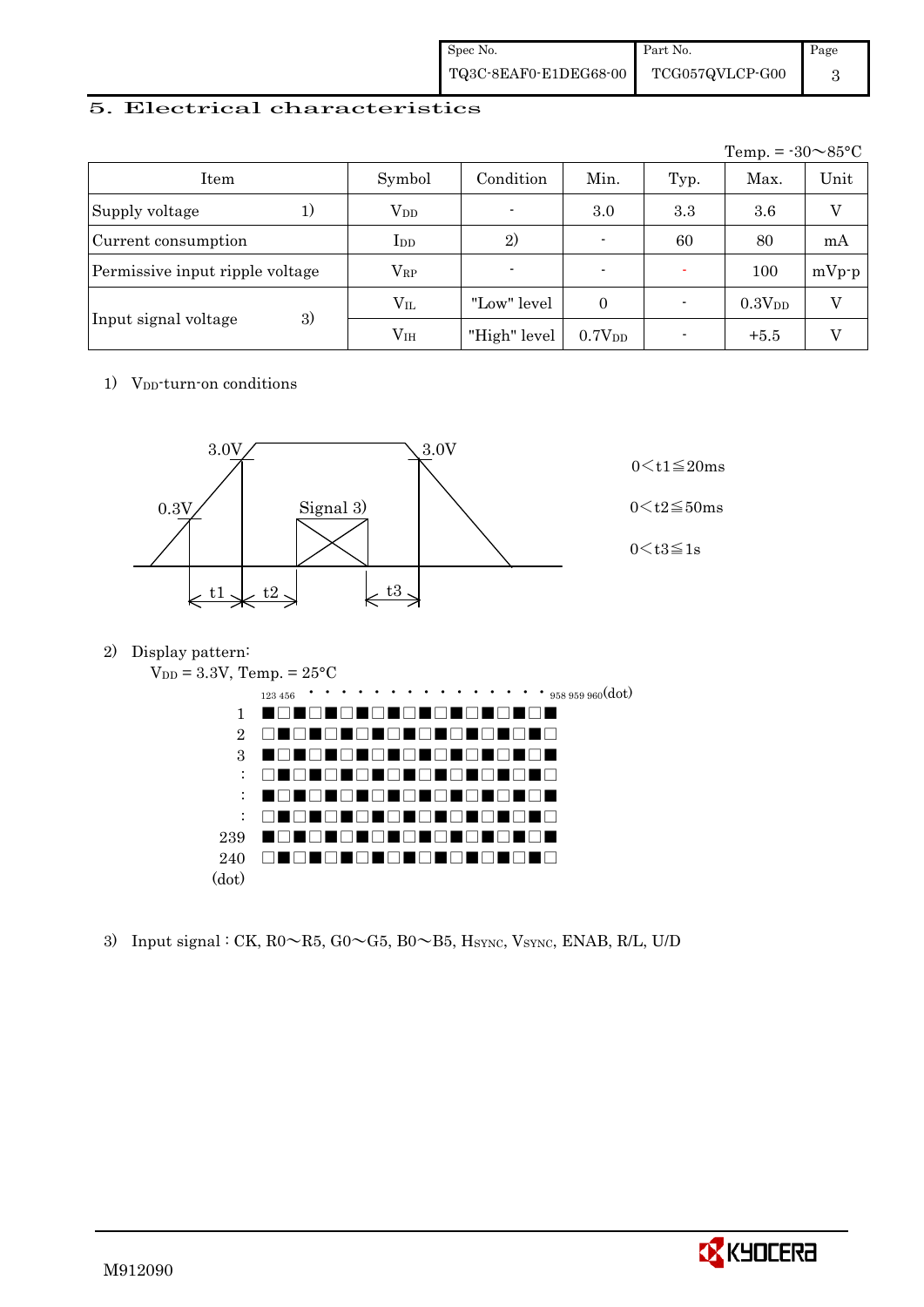## 5. Electrical characteristics

Temp. = -30～85°C

| Item | | Symbol | Condition | Min. | Typ. | Max. | Unit |
|---|---|---|---|---|---|---|---|
| Supply voltage | 1) | $V_{DD}$ | - | 3.0 | 3.3 | 3.6 | V |
| Current consumption | | $I_{DD}$ | 2) | - | 60 | 80 | mA |
| Permissive input ripple voltage | | $V_{RP}$ | - | - | - | 100 | mVp-p |
| Input signal voltage | 3) | $V_{IL}$ | "Low" level | 0 | - | $0.3V_{DD}$ | V |
| | | $V_{IH}$ | "High" level | $0.7V_{DD}$ | - | +5.5 | V |

1) $V_{DD}$-turn-on conditions

3.0V, 0.3V, Signal 3), 3.0V, t1, t2, t3

0 < t1 ≦ 20ms

0 < t2 ≦ 50ms

0 < t3 ≦ 1s

2) Display pattern:

$V_{DD}$ = 3.3V, Temp. = 25°C

123 456 · · · · · · · · · · · · · · · 958 959 960 (dot)

1 ■□■□■□■□■□■□■□■□■□
2 □■□■□■□■□■□■□■□■□■
3 ■□■□■□■□■□■□■□■□■□
: □■□■□■□■□■□■□■□■□■
: ■□■□■□■□■□■□■□■□■□
: □■□■□■□■□■□■□■□■□■
239 ■□■□■□■□■□■□■□■□■□
240 □■□■□■□■□■□■□■□■□■
(dot)

3) Input signal : CK, R0～R5, G0～G5, B0～B5, $H_{SYNC}$, $V_{SYNC}$, ENAB, R/L, U/D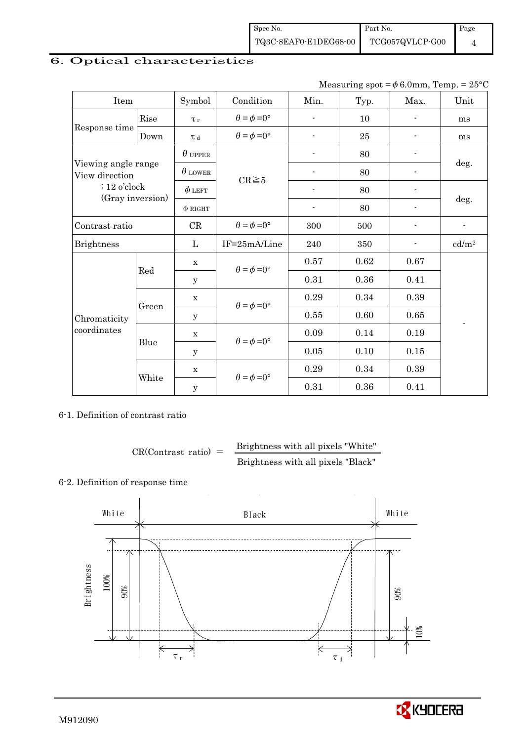## 6. Optical characteristics

Measuring spot = $\phi$ 6.0mm, Temp. = 25°C

| Item | | Symbol | Condition | Min. | Typ. | Max. | Unit |
|---|---|---|---|---|---|---|---|
| Response time | Rise | $\tau_r$ | $\theta=\phi=0°$ | - | 10 | - | ms |
| | Down | $\tau_d$ | $\theta=\phi=0°$ | - | 25 | - | ms |
| Viewing angle range View direction : 12 o'clock (Gray inversion) | | $\theta$ UPPER | CR≧5 | - | 80 | - | deg. |
| | | $\theta$ LOWER | | - | 80 | - | |
| | | $\phi$ LEFT | | - | 80 | - | deg. |
| | | $\phi$ RIGHT | | - | 80 | - | |
| Contrast ratio | | CR | $\theta=\phi=0°$ | 300 | 500 | - | - |
| Brightness | | L | IF=25mA/Line | 240 | 350 | - | cd/m² |
| Chromaticity coordinates | Red | x | $\theta=\phi=0°$ | 0.57 | 0.62 | 0.67 | - |
| | | y | | 0.31 | 0.36 | 0.41 | |
| | Green | x | $\theta=\phi=0°$ | 0.29 | 0.34 | 0.39 | |
| | | y | | 0.55 | 0.60 | 0.65 | |
| | Blue | x | $\theta=\phi=0°$ | 0.09 | 0.14 | 0.19 | |
| | | y | | 0.05 | 0.10 | 0.15 | |
| | White | x | $\theta=\phi=0°$ | 0.29 | 0.34 | 0.39 | |
| | | y | | 0.31 | 0.36 | 0.41 | |

6-1. Definition of contrast ratio

$$\text{CR(Contrast ratio)} = \frac{\text{Brightness with all pixels "White"}}{\text{Brightness with all pixels "Black"}}$$

6-2. Definition of response time

White Black White

Brightness 100% 90% 90% 10%

$\tau_r$ $\tau_d$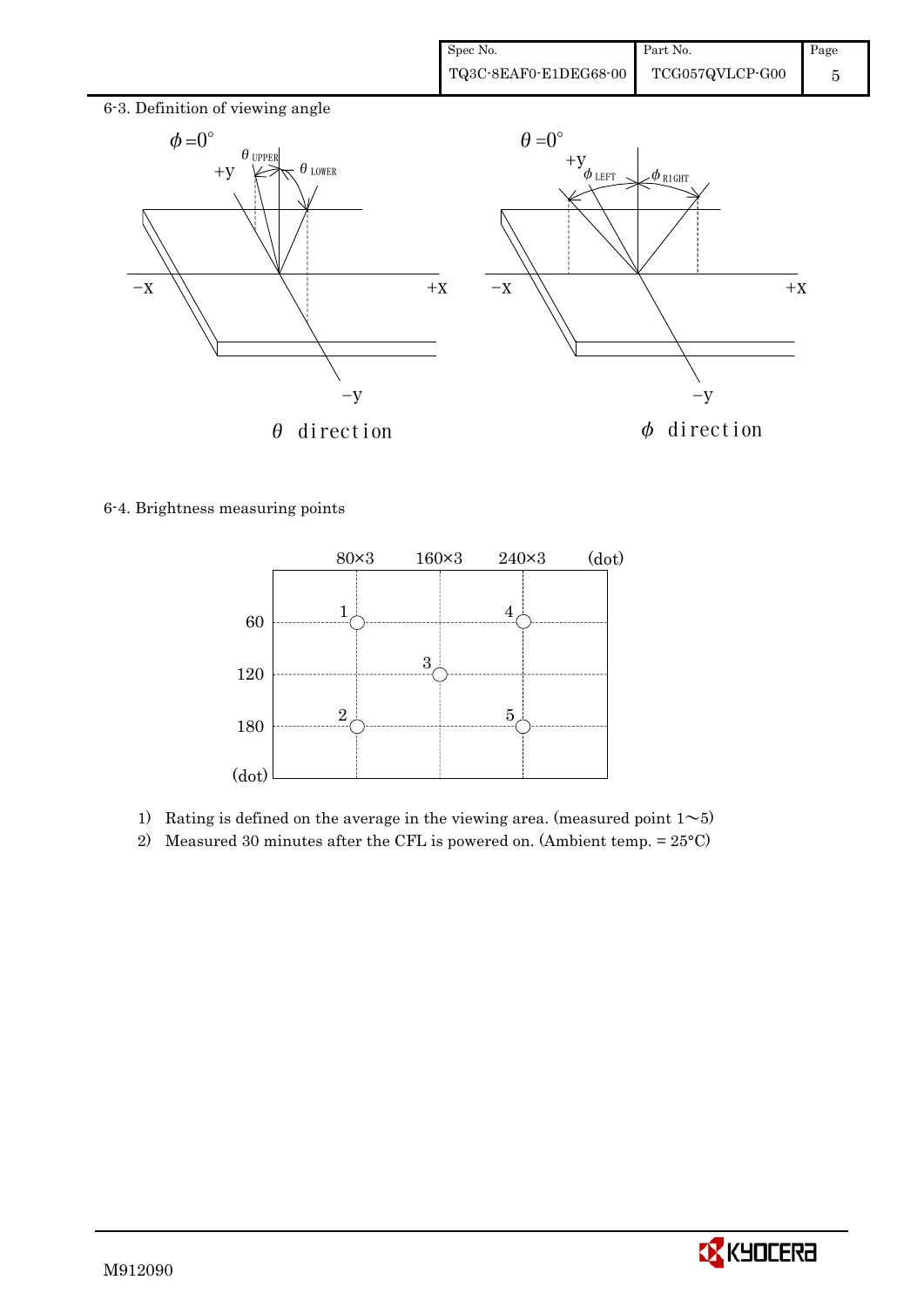6-3. Definition of viewing angle

$\phi = 0°$

$\theta_{UPPER}$ $\theta_{LOWER}$

+y −x +x −y

$\theta$ direction

$\theta = 0°$

+y $\phi_{LEFT}$ $\phi_{RIGHT}$

−x +x −y

$\phi$ direction

6-4. Brightness measuring points

80×3 160×3 240×3 (dot)

60 120 180 (dot)

1 2 3 4 5

1) Rating is defined on the average in the viewing area. (measured point 1∼5)
2) Measured 30 minutes after the CFL is powered on. (Ambient temp. = 25°C)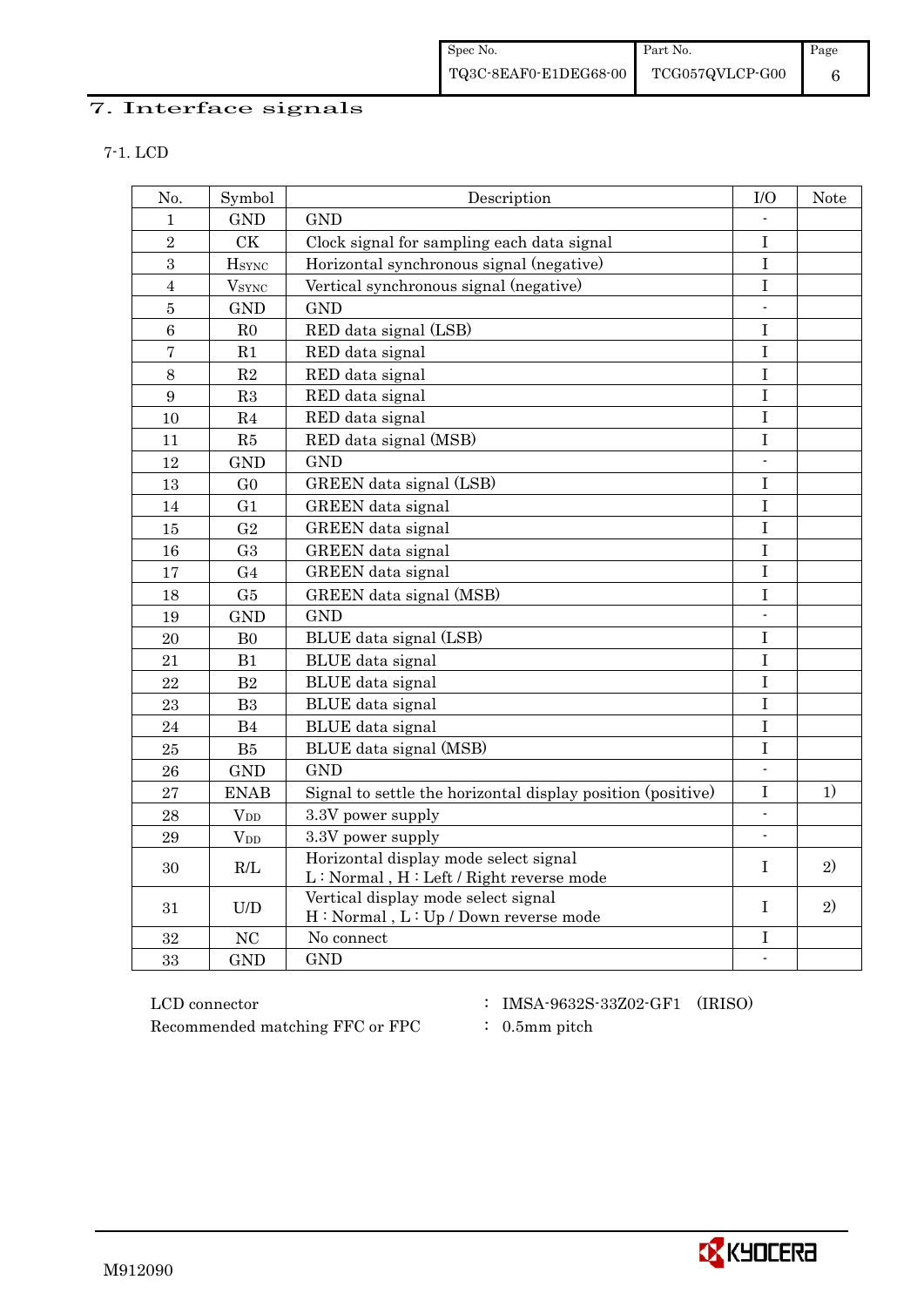## 7. Interface signals

### 7-1. LCD

| No. | Symbol | Description | I/O | Note |
|---|---|---|---|---|
| 1 | GND | GND | - | |
| 2 | CK | Clock signal for sampling each data signal | I | |
| 3 | $H_{SYNC}$ | Horizontal synchronous signal (negative) | I | |
| 4 | $V_{SYNC}$ | Vertical synchronous signal (negative) | I | |
| 5 | GND | GND | - | |
| 6 | R0 | RED data signal (LSB) | I | |
| 7 | R1 | RED data signal | I | |
| 8 | R2 | RED data signal | I | |
| 9 | R3 | RED data signal | I | |
| 10 | R4 | RED data signal | I | |
| 11 | R5 | RED data signal (MSB) | I | |
| 12 | GND | GND | - | |
| 13 | G0 | GREEN data signal (LSB) | I | |
| 14 | G1 | GREEN data signal | I | |
| 15 | G2 | GREEN data signal | I | |
| 16 | G3 | GREEN data signal | I | |
| 17 | G4 | GREEN data signal | I | |
| 18 | G5 | GREEN data signal (MSB) | I | |
| 19 | GND | GND | - | |
| 20 | B0 | BLUE data signal (LSB) | I | |
| 21 | B1 | BLUE data signal | I | |
| 22 | B2 | BLUE data signal | I | |
| 23 | B3 | BLUE data signal | I | |
| 24 | B4 | BLUE data signal | I | |
| 25 | B5 | BLUE data signal (MSB) | I | |
| 26 | GND | GND | - | |
| 27 | ENAB | Signal to settle the horizontal display position (positive) | I | 1) |
| 28 | $V_{DD}$ | 3.3V power supply | - | |
| 29 | $V_{DD}$ | 3.3V power supply | - | |
| 30 | R/L | Horizontal display mode select signal<br>L : Normal , H : Left / Right reverse mode | I | 2) |
| 31 | U/D | Vertical display mode select signal<br>H : Normal , L : Up / Down reverse mode | I | 2) |
| 32 | NC | No connect | I | |
| 33 | GND | GND | - | |

LCD connector : IMSA-9632S-33Z02-GF1 (IRISO)

Recommended matching FFC or FPC : 0.5mm pitch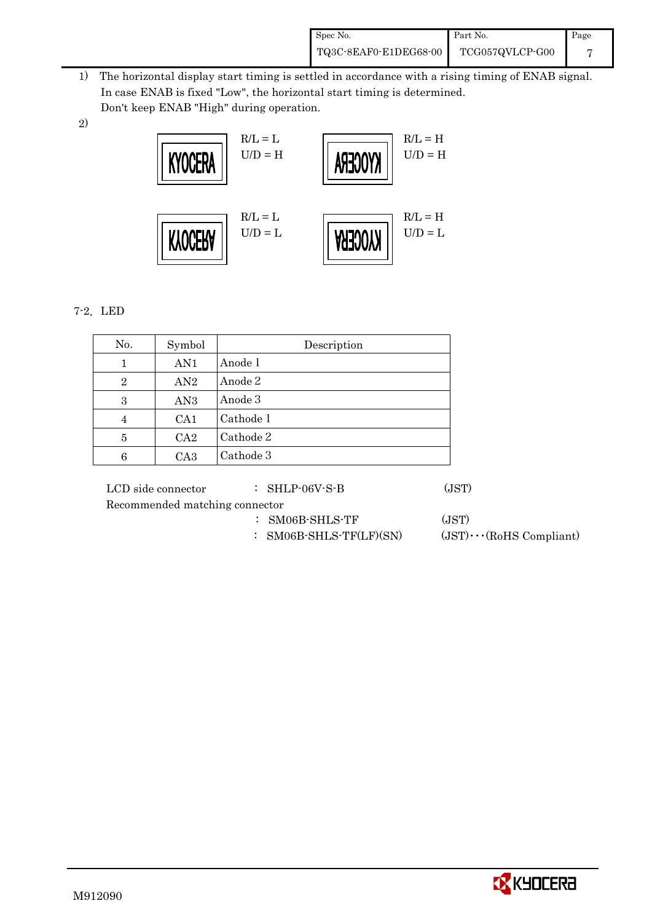1) The horizontal display start timing is settled in accordance with a rising timing of ENAB signal. In case ENAB is fixed "Low", the horizontal start timing is determined. Don't keep ENAB "High" during operation.

2)

| Display | Setting |
|---|---|
| KYOCERA | R/L = L, U/D = H |
| KYOCERA (mirrored horizontally) | R/L = H, U/D = H |
| KYOCERA (flipped vertically) | R/L = L, U/D = L |
| KYOCERA (rotated 180°) | R/L = H, U/D = L |

7-2. LED

| No. | Symbol | Description |
|---|---|---|
| 1 | AN1 | Anode 1 |
| 2 | AN2 | Anode 2 |
| 3 | AN3 | Anode 3 |
| 4 | CA1 | Cathode 1 |
| 5 | CA2 | Cathode 2 |
| 6 | CA3 | Cathode 3 |

LCD side connector : SHLP-06V-S-B (JST)

Recommended matching connector

: SM06B-SHLS-TF (JST)

: SM06B-SHLS-TF(LF)(SN) (JST)･･･(RoHS Compliant)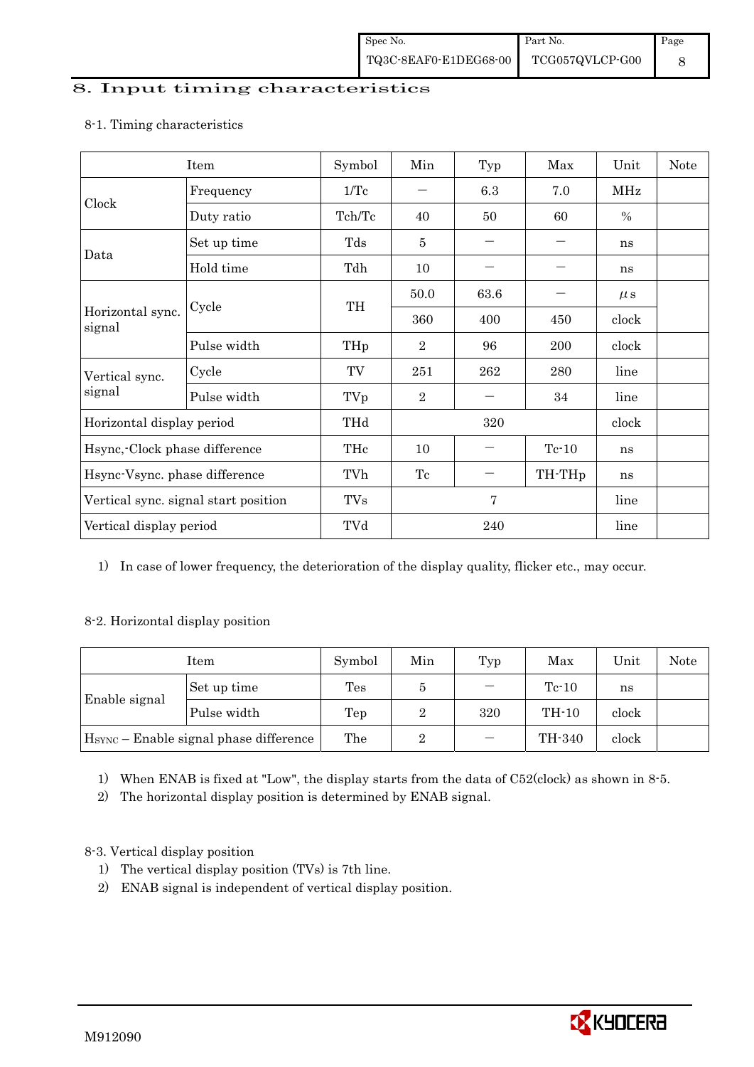## 8. Input timing characteristics

### 8-1. Timing characteristics

| Item | | Symbol | Min | Typ | Max | Unit | Note |
|---|---|---|---|---|---|---|---|
| Clock | Frequency | 1/Tc | — | 6.3 | 7.0 | MHz | |
| | Duty ratio | Tch/Tc | 40 | 50 | 60 | % | |
| Data | Set up time | Tds | 5 | — | — | ns | |
| | Hold time | Tdh | 10 | — | — | ns | |
| Horizontal sync. signal | Cycle | TH | 50.0 | 63.6 | — | μs | |
| | | | 360 | 400 | 450 | clock | |
| | Pulse width | THp | 2 | 96 | 200 | clock | |
| Vertical sync. signal | Cycle | TV | 251 | 262 | 280 | line | |
| | Pulse width | TVp | 2 | — | 34 | line | |
| Horizontal display period | | THd | | 320 | | clock | |
| Hsync,-Clock phase difference | | THc | 10 | — | Tc-10 | ns | |
| Hsync-Vsync. phase difference | | TVh | Tc | — | TH-THp | ns | |
| Vertical sync. signal start position | | TVs | | 7 | | line | |
| Vertical display period | | TVd | | 240 | | line | |

1) In case of lower frequency, the deterioration of the display quality, flicker etc., may occur.

### 8-2. Horizontal display position

| Item | | Symbol | Min | Typ | Max | Unit | Note |
|---|---|---|---|---|---|---|---|
| Enable signal | Set up time | Tes | 5 | — | Tc-10 | ns | |
| | Pulse width | Tep | 2 | 320 | TH-10 | clock | |
| $H_{SYNC}$ – Enable signal phase difference | | The | 2 | — | TH-340 | clock | |

1) When ENAB is fixed at "Low", the display starts from the data of C52(clock) as shown in 8-5.
2) The horizontal display position is determined by ENAB signal.

### 8-3. Vertical display position

1) The vertical display position (TVs) is 7th line.
2) ENAB signal is independent of vertical display position.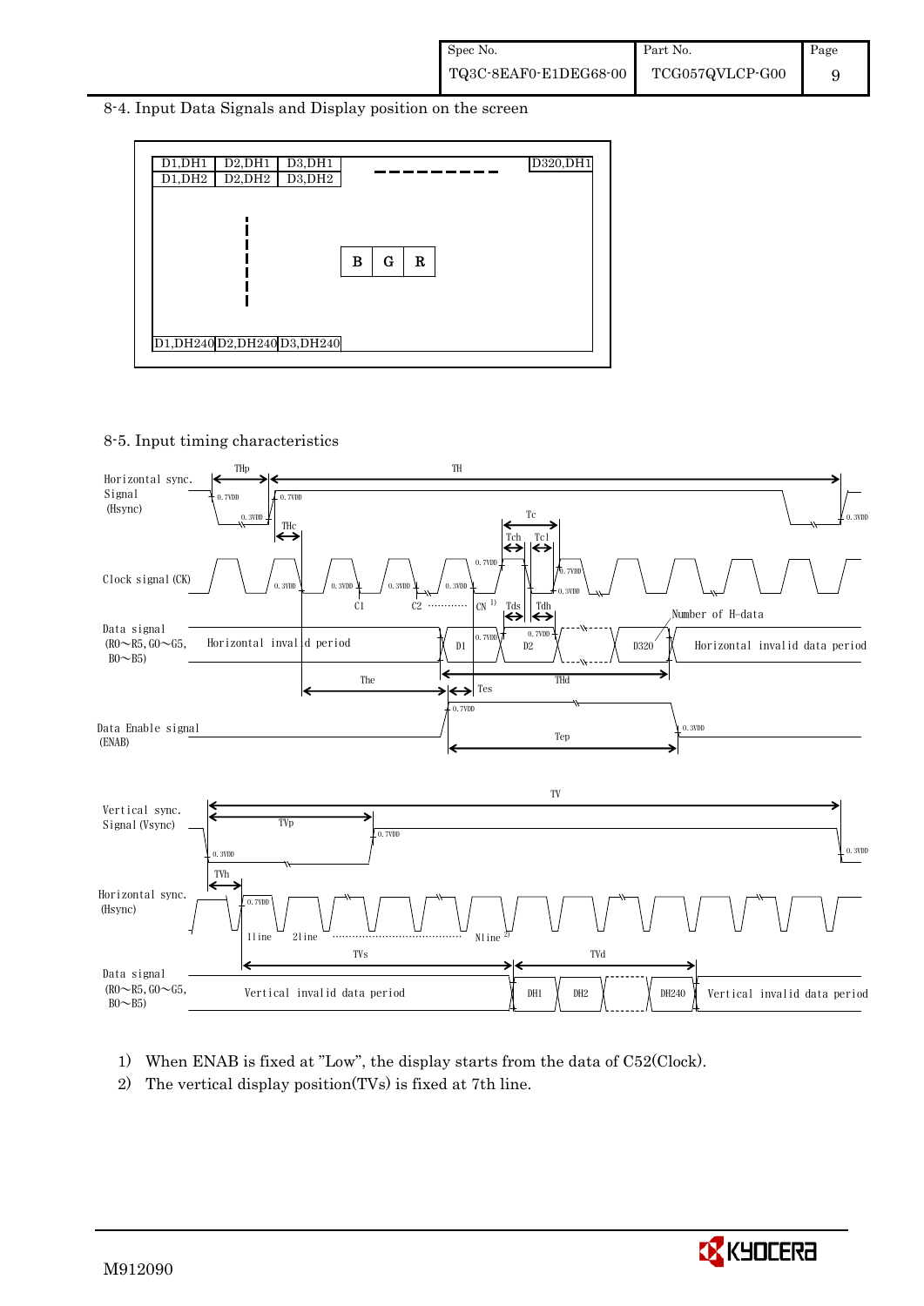8-4. Input Data Signals and Display position on the screen

| D1,DH1 | D2,DH1 | D3,DH1 | - - - - - - - - | D320,DH1 |
|---|---|---|---|---|
| D1,DH2 | D2,DH2 | D3,DH2 | | |
| ⋮ | | B G R | | |
| D1,DH240 | D2,DH240 | D3,DH240 | | |

8-5. Input timing characteristics

Horizontal sync. Signal (Hsync) — THp, TH, THc, 0.7VDD, 0.3VDD

Clock signal (CK) — Tc, Tch, Tcl, C1, C2, CN [1], 0.7VDD, 0.3VDD

Data signal (R0~R5, G0~G5, B0~B5) — Horizontal invalid period, D1, D2, D320, Horizontal invalid data period, Tds, Tdh, Number of H-data, The, THd

Data Enable signal (ENAB) — Tes, Tep, 0.7VDD, 0.3VDD

Vertical sync. Signal (Vsync) — TV, TVp, 0.7VDD, 0.3VDD

Horizontal sync. (Hsync) — TVh, 1line, 2line, Nline [2]

Data signal (R0~R5, G0~G5, B0~B5) — TVs, TVd, Vertical invalid data period, DH1, DH2, DH240, Vertical invalid data period

1) When ENAB is fixed at "Low", the display starts from the data of C52(Clock).
2) The vertical display position(TVs) is fixed at 7th line.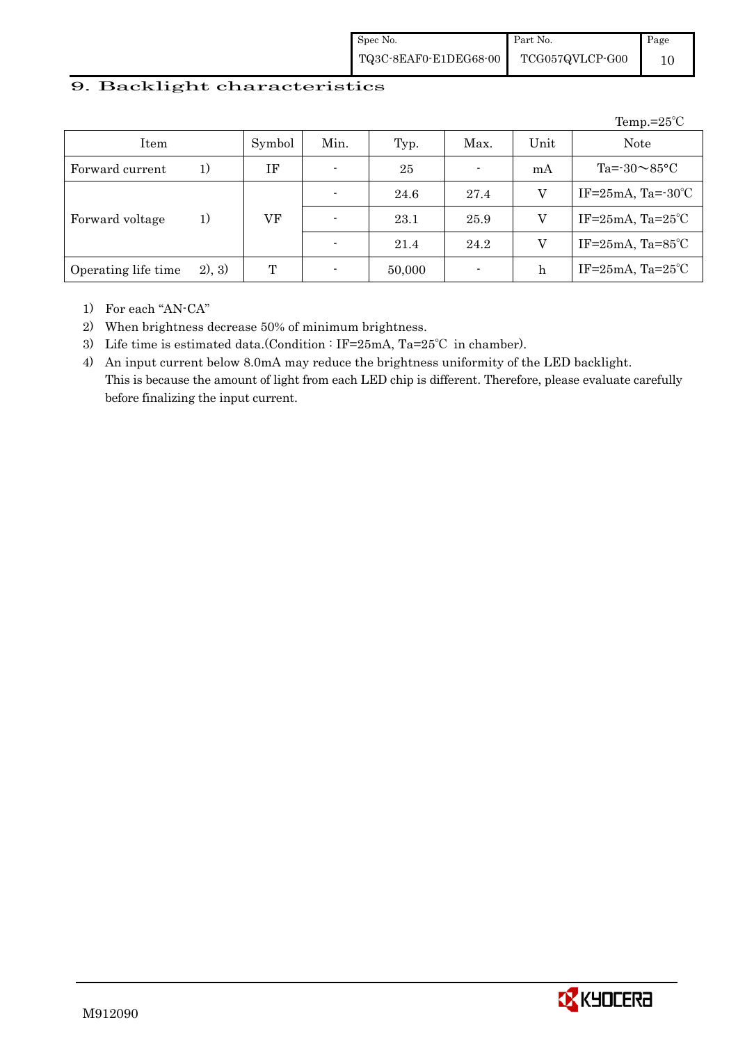## 9. Backlight characteristics

Temp.=25℃

| Item | Symbol | Min. | Typ. | Max. | Unit | Note |
|---|---|---|---|---|---|---|
| Forward current 1) | IF | - | 25 | - | mA | Ta=-30～85°C |
| Forward voltage 1) | VF | - | 24.6 | 27.4 | V | IF=25mA, Ta=-30℃ |
| | | - | 23.1 | 25.9 | V | IF=25mA, Ta=25℃ |
| | | - | 21.4 | 24.2 | V | IF=25mA, Ta=85℃ |
| Operating life time 2), 3) | T | - | 50,000 | - | h | IF=25mA, Ta=25℃ |

1) For each "AN-CA"
2) When brightness decrease 50% of minimum brightness.
3) Life time is estimated data.(Condition : IF=25mA, Ta=25℃ in chamber).
4) An input current below 8.0mA may reduce the brightness uniformity of the LED backlight. This is because the amount of light from each LED chip is different. Therefore, please evaluate carefully before finalizing the input current.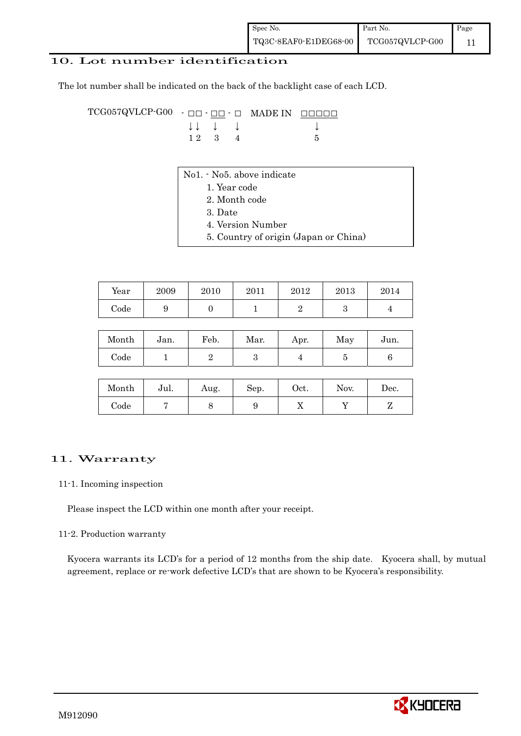## 10. Lot number identification

The lot number shall be indicated on the back of the backlight case of each LCD.

```
TCG057QVLCP-G00  - □□ - □□ - □   MADE IN  □□□□□
                   ↓↓    ↓    ↓               ↓
                   1 2   3    4               5
```

No1. - No5. above indicate
1. Year code
2. Month code
3. Date
4. Version Number
5. Country of origin (Japan or China)

| Year | 2009 | 2010 | 2011 | 2012 | 2013 | 2014 |
|---|---|---|---|---|---|---|
| Code | 9 | 0 | 1 | 2 | 3 | 4 |

| Month | Jan. | Feb. | Mar. | Apr. | May | Jun. |
|---|---|---|---|---|---|---|
| Code | 1 | 2 | 3 | 4 | 5 | 6 |

| Month | Jul. | Aug. | Sep. | Oct. | Nov. | Dec. |
|---|---|---|---|---|---|---|
| Code | 7 | 8 | 9 | X | Y | Z |

## 11. Warranty

### 11-1. Incoming inspection

Please inspect the LCD within one month after your receipt.

### 11-2. Production warranty

Kyocera warrants its LCD's for a period of 12 months from the ship date. Kyocera shall, by mutual agreement, replace or re-work defective LCD's that are shown to be Kyocera's responsibility.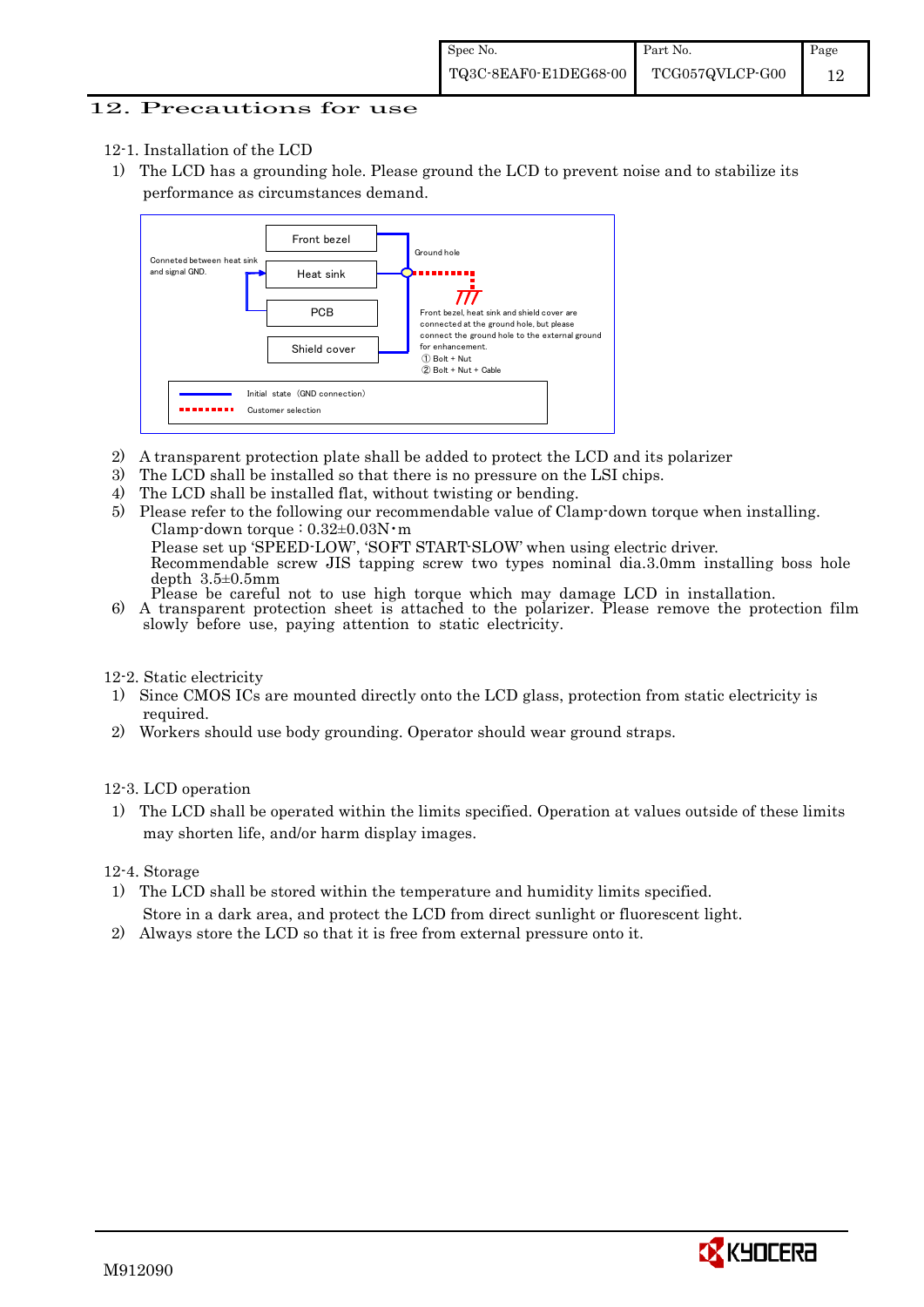## 12. Precautions for use

12-1. Installation of the LCD

1) The LCD has a grounding hole. Please ground the LCD to prevent noise and to stabilize its performance as circumstances demand.

Conneted between heat sink and signal GND.

Front bezel

Heat sink

PCB

Shield cover

Ground hole

Front bezel, heat sink and shield cover are connected at the ground hole, but please connect the ground hole to the external ground for enhancement.
① Bolt + Nut
② Bolt + Nut + Cable

Initial state (GND connection)
Customer selection

2) A transparent protection plate shall be added to protect the LCD and its polarizer
3) The LCD shall be installed so that there is no pressure on the LSI chips.
4) The LCD shall be installed flat, without twisting or bending.
5) Please refer to the following our recommendable value of Clamp-down torque when installing.
   Clamp-down torque : 0.32±0.03N・m
   Please set up 'SPEED-LOW', 'SOFT START-SLOW' when using electric driver.
   Recommendable screw JIS tapping screw two types nominal dia.3.0mm installing boss hole depth 3.5±0.5mm
   Please be careful not to use high torque which may damage LCD in installation.
6) A transparent protection sheet is attached to the polarizer. Please remove the protection film slowly before use, paying attention to static electricity.

12-2. Static electricity

1) Since CMOS ICs are mounted directly onto the LCD glass, protection from static electricity is required.
2) Workers should use body grounding. Operator should wear ground straps.

12-3. LCD operation

1) The LCD shall be operated within the limits specified. Operation at values outside of these limits may shorten life, and/or harm display images.

12-4. Storage

1) The LCD shall be stored within the temperature and humidity limits specified.
   Store in a dark area, and protect the LCD from direct sunlight or fluorescent light.
2) Always store the LCD so that it is free from external pressure onto it.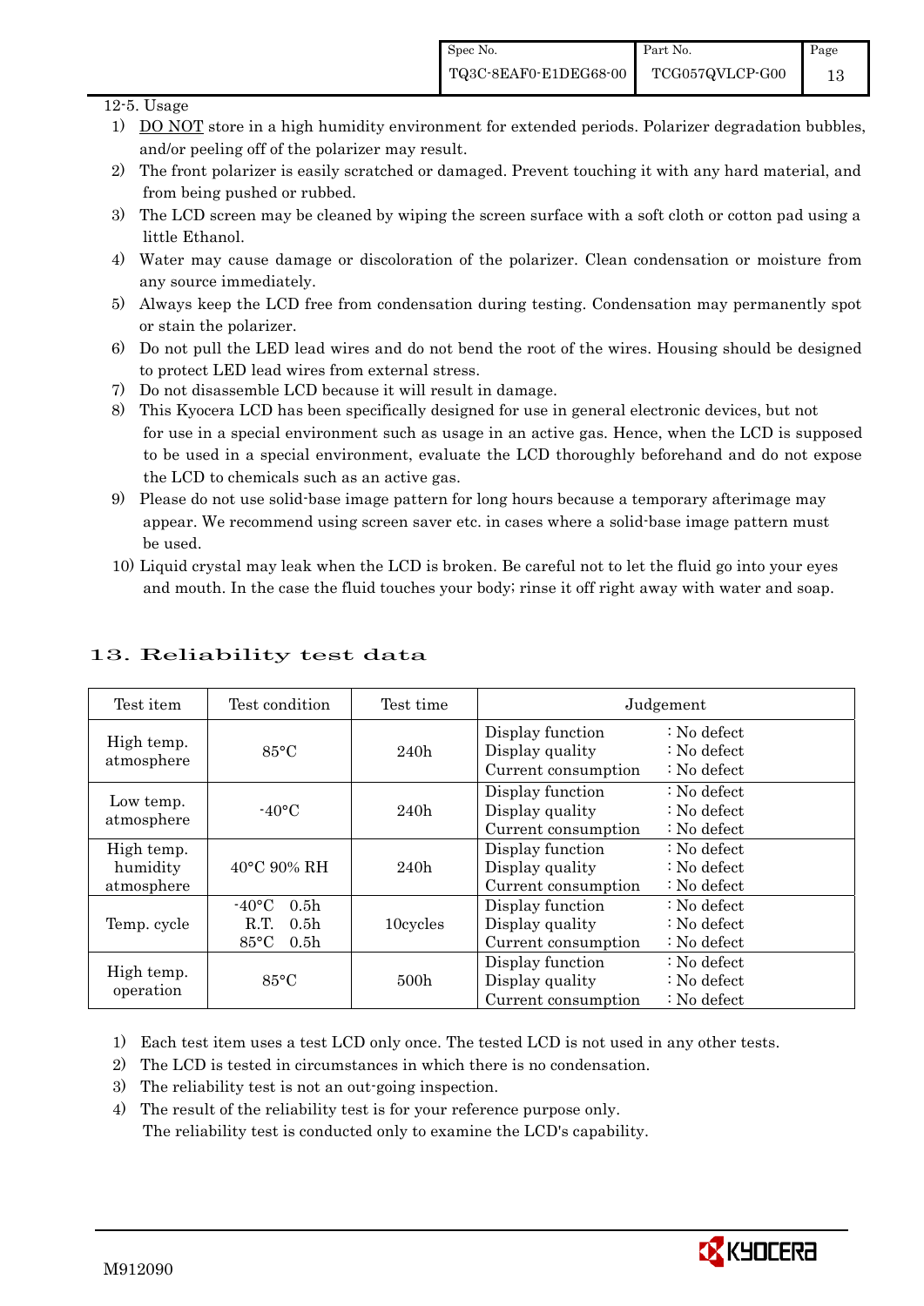12-5. Usage

1) DO NOT store in a high humidity environment for extended periods. Polarizer degradation bubbles, and/or peeling off of the polarizer may result.
2) The front polarizer is easily scratched or damaged. Prevent touching it with any hard material, and from being pushed or rubbed.
3) The LCD screen may be cleaned by wiping the screen surface with a soft cloth or cotton pad using a little Ethanol.
4) Water may cause damage or discoloration of the polarizer. Clean condensation or moisture from any source immediately.
5) Always keep the LCD free from condensation during testing. Condensation may permanently spot or stain the polarizer.
6) Do not pull the LED lead wires and do not bend the root of the wires. Housing should be designed to protect LED lead wires from external stress.
7) Do not disassemble LCD because it will result in damage.
8) This Kyocera LCD has been specifically designed for use in general electronic devices, but not for use in a special environment such as usage in an active gas. Hence, when the LCD is supposed to be used in a special environment, evaluate the LCD thoroughly beforehand and do not expose the LCD to chemicals such as an active gas.
9) Please do not use solid-base image pattern for long hours because a temporary afterimage may appear. We recommend using screen saver etc. in cases where a solid-base image pattern must be used.
10) Liquid crystal may leak when the LCD is broken. Be careful not to let the fluid go into your eyes and mouth. In the case the fluid touches your body; rinse it off right away with water and soap.

# 13. Reliability test data

| Test item | Test condition | Test time | Judgement |
|---|---|---|---|
| High temp. atmosphere | 85°C | 240h | Display function : No defect<br>Display quality : No defect<br>Current consumption : No defect |
| Low temp. atmosphere | -40°C | 240h | Display function : No defect<br>Display quality : No defect<br>Current consumption : No defect |
| High temp. humidity atmosphere | 40°C 90% RH | 240h | Display function : No defect<br>Display quality : No defect<br>Current consumption : No defect |
| Temp. cycle | -40°C 0.5h<br>R.T. 0.5h<br>85°C 0.5h | 10cycles | Display function : No defect<br>Display quality : No defect<br>Current consumption : No defect |
| High temp. operation | 85°C | 500h | Display function : No defect<br>Display quality : No defect<br>Current consumption : No defect |

1) Each test item uses a test LCD only once. The tested LCD is not used in any other tests.
2) The LCD is tested in circumstances in which there is no condensation.
3) The reliability test is not an out-going inspection.
4) The result of the reliability test is for your reference purpose only. The reliability test is conducted only to examine the LCD's capability.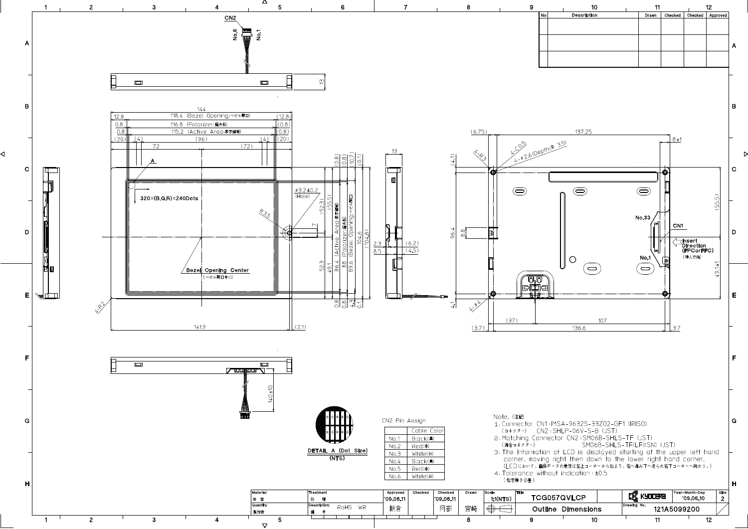| No | Description | Drawn | Checked | Checked | Approved |
|---|---|---|---|---|---|
| | | | | | |
| | | | | | |
| | | | | | |

CN2

No.6 No.1

13

144

12.8 | 118.4 (Bezel Opening:ベゼル開口) | (12.8)

0.8 | 116.8 (Polarizer:偏光板) | (0.8)

0.8 | 115.2 (Active Area:表示領域) | (0.8)

(20) | (4) | (96) | (4) | (20)

72 | (72)

A

320×(B,G,R)×240Dots

φ3.2±0.2 (Hole)

R3.5

7

Bezel Opening Center (ベゼル開口中心)

4-R2

141.9 | (2.1)

(0.8) (0.8) (10.7) (0.1)

(52.3) (55.5)

52.3 49.1 86.4 (Active Area:表示領域) 88.8 (Polarizer:偏光板) 89.6 (Bezel Opening:ベゼル開口) 104.6 (104.8)

0.8 0.8 4.3 0.1

13

2.3 (6.2)

8.5 (4.5)

(6.75) | 137.25 | 8±1

(4.1)

4-R3 4-C0.5 4-φ2.6(Depth:深 3.5)

96.4 8.8

No.33

CN1

Insert Direction (FPCorFFC) (挿入方向)

No.1

(55.5) 49.1±1

4.1 4-φ4

(37) | 107

(3.7) | 136.6 | 3.7

140±10

DETAIL A (Dot Size) (NTS)

CN2 Pin Assign

| | Cable Color |
|---|---|
| No.1 | Black(黒) |
| No.2 | Red(赤) |
| No.3 | White(白) |
| No.4 | Black(黒) |
| No.5 | Red(赤) |
| No.6 | White(白) |

Note. (注記)

1. Connector CN1:IMSA-9632S-33Z02-GF1 (IRISO)
   (コネクター) CN2:SHLP-06V-S-B (JST)
2. Matching Connector CN2:SM06B-SHLS-TF (JST)
   (適合コネクター) SM06B-SHLS-TF(LF)(SN) (JST)
3. The Information of LCD is displayed starting at the upper left hand corner, moving right then down to the lower right hand corner.
   (LCDにおいて、画像データの表示は左上コーナーから始まり、右へ進み下へ送られ右下コーナーへ向かう。)
4. Tolerance without indication : ±0.5
   (指示無き公差)

| Material 材質 | Treatment 処理 | Approved | Checked | Checked | Drawn | Scale | Title | | Year-Month-Day | Size |
|---|---|---|---|---|---|---|---|---|---|---|
| | | '09.06.11 | | '09.06.11 | | 1:1(NTS) | TCG057QVLCP | KYOCERA | '09.06.10 | 2 |
| Quantity 製作数 | Description: 備考 RoHS WR | 朝倉 | | 阿部 | 宮崎 | | Outline Dimensions | Drawing No. | 121A5099200 | |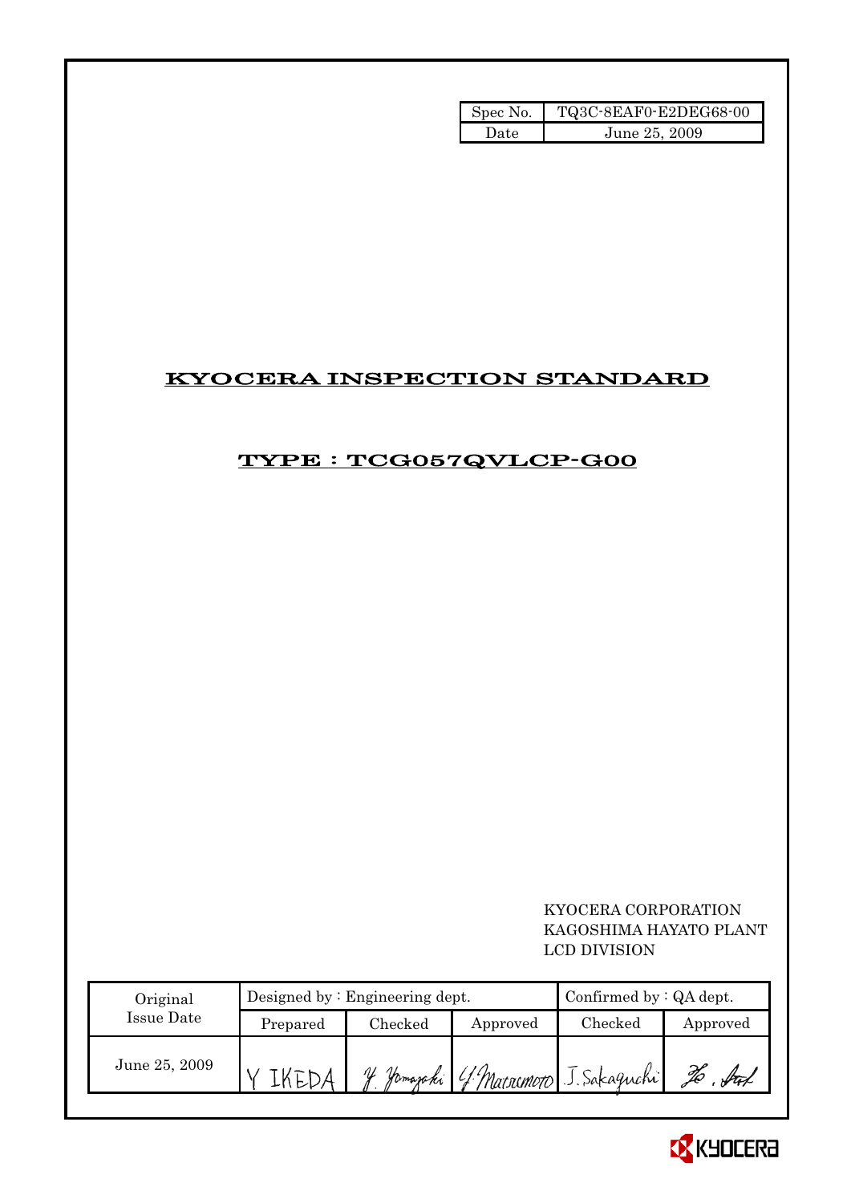| Spec No. | TQ3C-8EAF0-E2DEG68-00 |
| --- | --- |
| Date | June 25, 2009 |

# KYOCERA INSPECTION STANDARD

## TYPE : TCG057QVLCP-G00

KYOCERA CORPORATION
KAGOSHIMA HAYATO PLANT
LCD DIVISION

| Original Issue Date | Designed by : Engineering dept. | | | Confirmed by : QA dept. | |
| --- | --- | --- | --- | --- | --- |
| | Prepared | Checked | Approved | Checked | Approved |
| June 25, 2009 | Y IKEDA | Y. Yamazaki | Y. Matsumoto | J. Sakaguchi | Ho. Ant |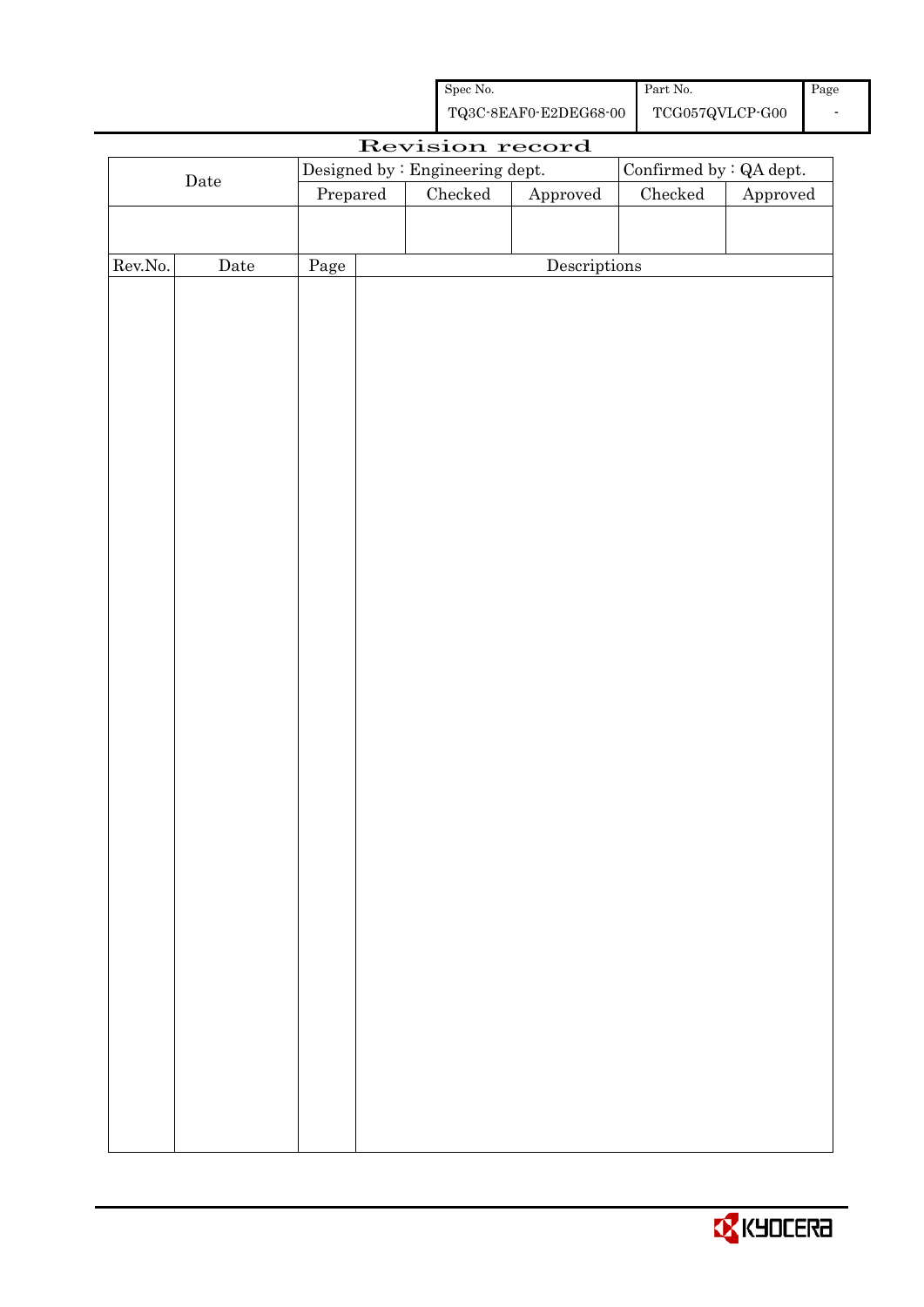| Spec No. | Part No. | Page |
|---|---|---|
| TQ3C-8EAF0-E2DEG68-00 | TCG057QVLCP-G00 | - |

# Revision record

| Date | Designed by : Engineering dept. | | | Confirmed by : QA dept. | |
|---|---|---|---|---|---|
| | Prepared | Checked | Approved | Checked | Approved |
| | | | | | |

| Rev.No. | Date | Page | Descriptions |
|---|---|---|---|
| | | | |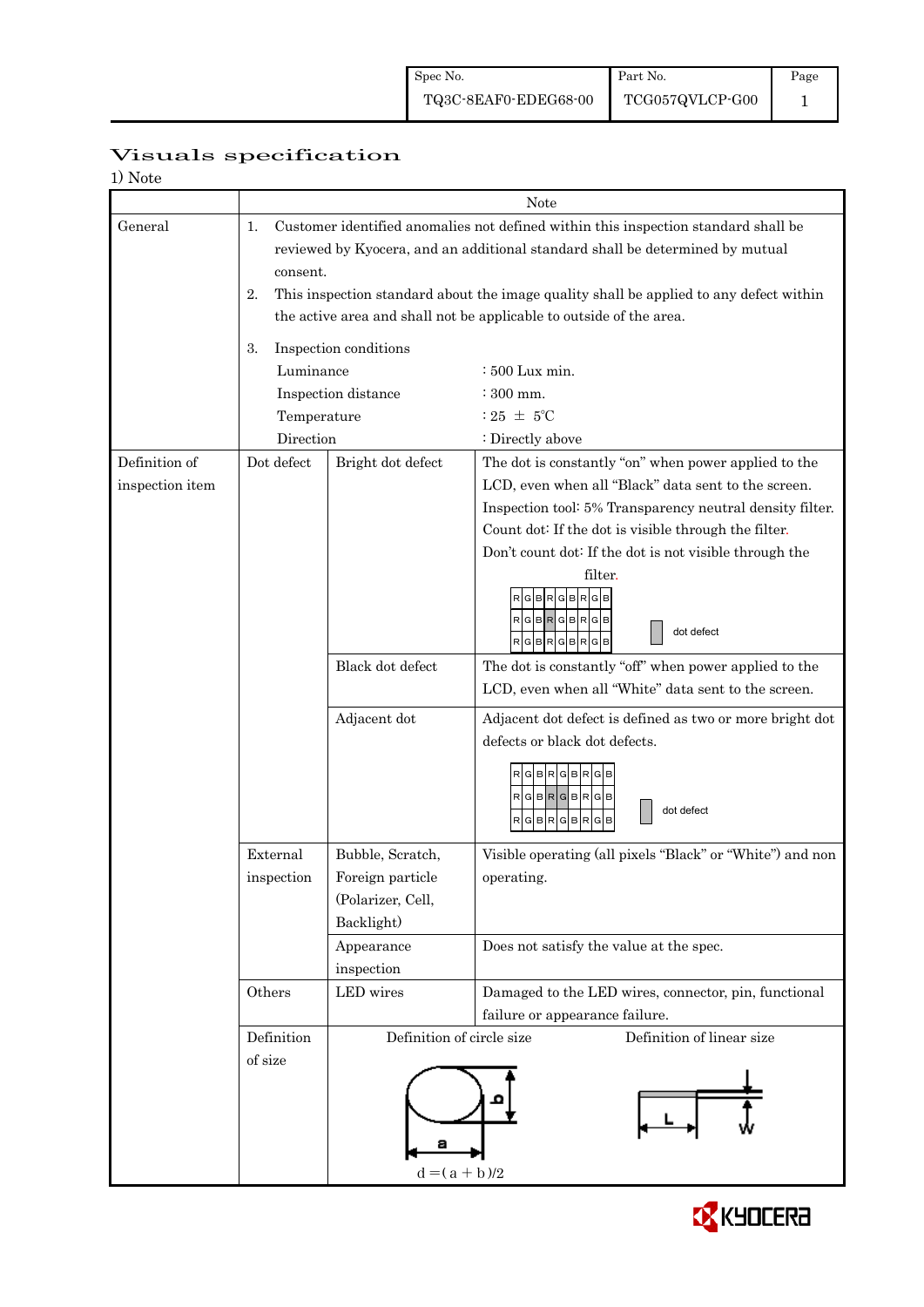# Visuals specification

1) Note

| | | | Note |
|---|---|---|---|
| General | 1. Customer identified anomalies not defined within this inspection standard shall be reviewed by Kyocera, and an additional standard shall be determined by mutual consent.<br>2. This inspection standard about the image quality shall be applied to any defect within the active area and shall not be applicable to outside of the area.<br>3. Inspection conditions<br>Luminance : 500 Lux min.<br>Inspection distance : 300 mm.<br>Temperature : 25 ± 5℃<br>Direction : Directly above | | |
| Definition of inspection item | Dot defect | Bright dot defect | The dot is constantly "on" when power applied to the LCD, even when all "Black" data sent to the screen.<br>Inspection tool: 5% Transparency neutral density filter.<br>Count dot: If the dot is visible through the filter.<br>Don't count dot: If the dot is not visible through the filter.<br>R G B R G B R G B / R G B R G B R G B / R G B R G B R G B — dot defect |
| | | Black dot defect | The dot is constantly "off" when power applied to the LCD, even when all "White" data sent to the screen. |
| | | Adjacent dot | Adjacent dot defect is defined as two or more bright dot defects or black dot defects.<br>R G B R G B R G B / R G B R G B R G B / R G B R G B R G B — dot defect |
| | External inspection | Bubble, Scratch, Foreign particle (Polarizer, Cell, Backlight) | Visible operating (all pixels "Black" or "White") and non operating. |
| | | Appearance inspection | Does not satisfy the value at the spec. |
| | Others | LED wires | Damaged to the LED wires, connector, pin, functional failure or appearance failure. |
| | Definition of size | Definition of circle size<br>$d = (a + b)/2$ | Definition of linear size<br>L, W |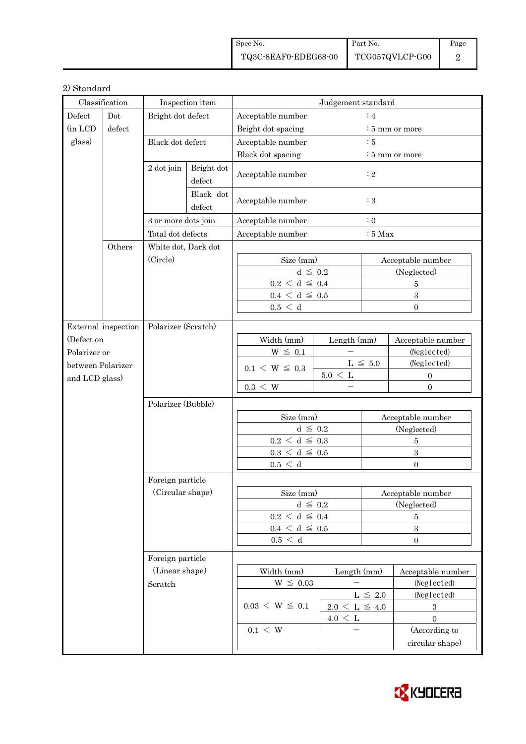2) Standard

| Classification | | Inspection item | | Judgement standard |
|---|---|---|---|---|
| Defect (in LCD glass) | Dot defect | Bright dot defect | | Acceptable number : 4<br>Bright dot spacing : 5 mm or more |
| | | Black dot defect | | Acceptable number : 5<br>Black dot spacing : 5 mm or more |
| | | 2 dot join | Bright dot defect | Acceptable number : 2 |
| | | | Black dot defect | Acceptable number : 3 |
| | | 3 or more dots join | | Acceptable number : 0 |
| | | Total dot defects | | Acceptable number : 5 Max |
| | Others | White dot, Dark dot (Circle) | | See table below |
| External inspection (Defect on Polarizer or between Polarizer and LCD glass) | | Polarizer (Scratch) | | See table below |
| | | Polarizer (Bubble) | | See table below |
| | | Foreign particle (Circular shape) | | See table below |
| | | Foreign particle (Linear shape) Scratch | | See table below |

White dot, Dark dot (Circle)

| Size (mm) | Acceptable number |
|---|---|
| d ≦ 0.2 | (Neglected) |
| 0.2 < d ≦ 0.4 | 5 |
| 0.4 < d ≦ 0.5 | 3 |
| 0.5 < d | 0 |

Polarizer (Scratch)

| Width (mm) | Length (mm) | Acceptable number |
|---|---|---|
| W ≦ 0.1 | — | (Neglected) |
| 0.1 < W ≦ 0.3 | L ≦ 5.0 | (Neglected) |
| | 5.0 < L | 0 |
| 0.3 < W | — | 0 |

Polarizer (Bubble)

| Size (mm) | Acceptable number |
|---|---|
| d ≦ 0.2 | (Neglected) |
| 0.2 < d ≦ 0.3 | 5 |
| 0.3 < d ≦ 0.5 | 3 |
| 0.5 < d | 0 |

Foreign particle (Circular shape)

| Size (mm) | Acceptable number |
|---|---|
| d ≦ 0.2 | (Neglected) |
| 0.2 < d ≦ 0.4 | 5 |
| 0.4 < d ≦ 0.5 | 3 |
| 0.5 < d | 0 |

Foreign particle (Linear shape) Scratch

| Width (mm) | Length (mm) | Acceptable number |
|---|---|---|
| W ≦ 0.03 | — | (Neglected) |
| 0.03 < W ≦ 0.1 | L ≦ 2.0 | (Neglected) |
| | 2.0 < L ≦ 4.0 | 3 |
| | 4.0 < L | 0 |
| 0.1 < W | — | (According to circular shape) |